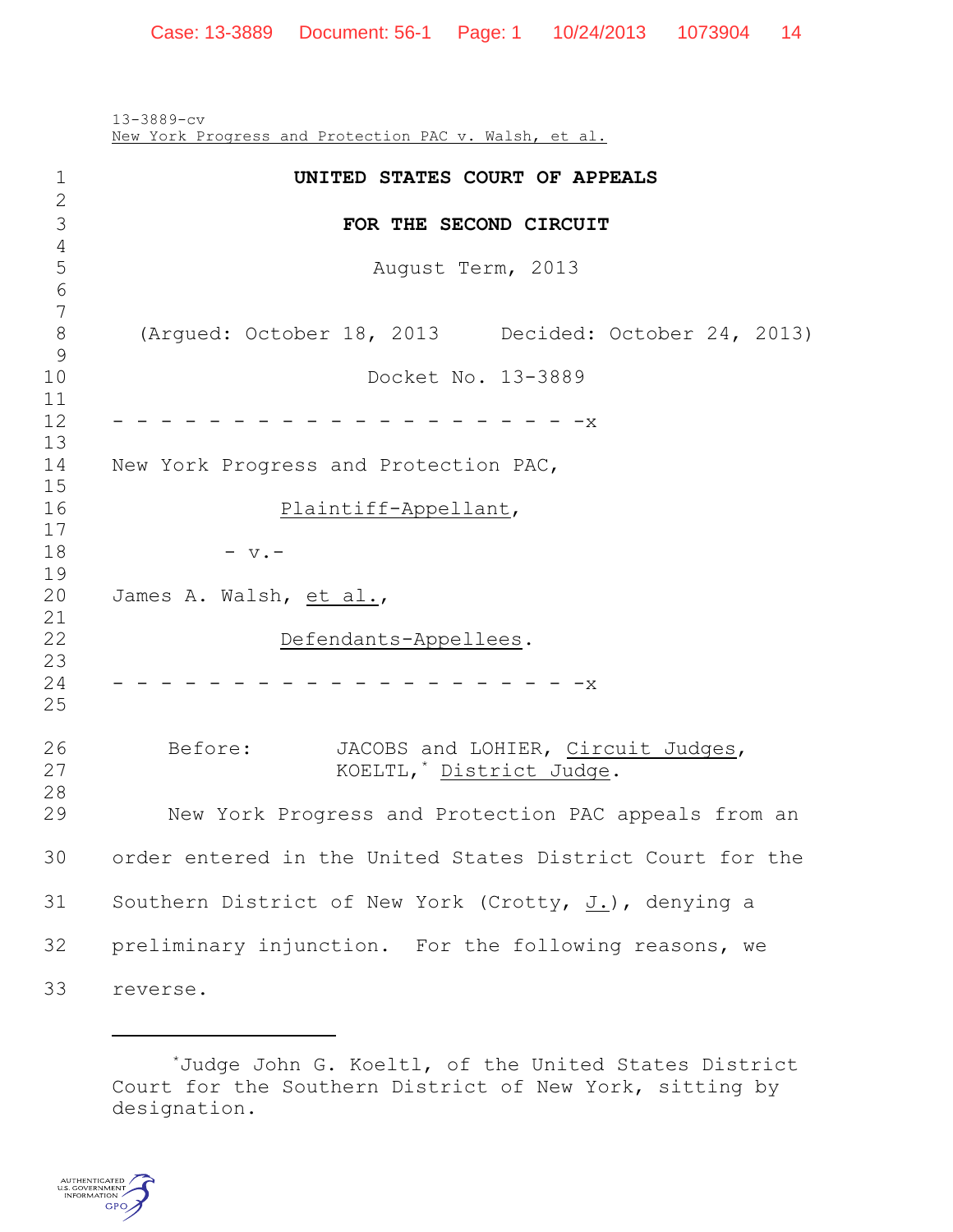13-3889-cv
New York Progress and Protection PAC v. Walsh, et al.

# UNITED STATES COURT OF APPEALS

## FOR THE SECOND CIRCUIT

August Term, 2013

(Argued: October 18, 2013 Decided: October 24, 2013)

Docket No. 13-3889

- - - - - - - - - - - - - - - - - - - - -x

New York Progress and Protection PAC,

*Plaintiff-Appellant*,

- v.-

James A. Walsh, *et al.*,

*Defendants-Appellees*.

- - - - - - - - - - - - - - - - - - - - -x

Before: JACOBS and LOHIER, *Circuit Judges*, KOELTL,* *District Judge*.

New York Progress and Protection PAC appeals from an order entered in the United States District Court for the Southern District of New York (Crotty, *J.*), denying a preliminary injunction. For the following reasons, we reverse.

---

*Judge John G. Koeltl, of the United States District Court for the Southern District of New York, sitting by designation.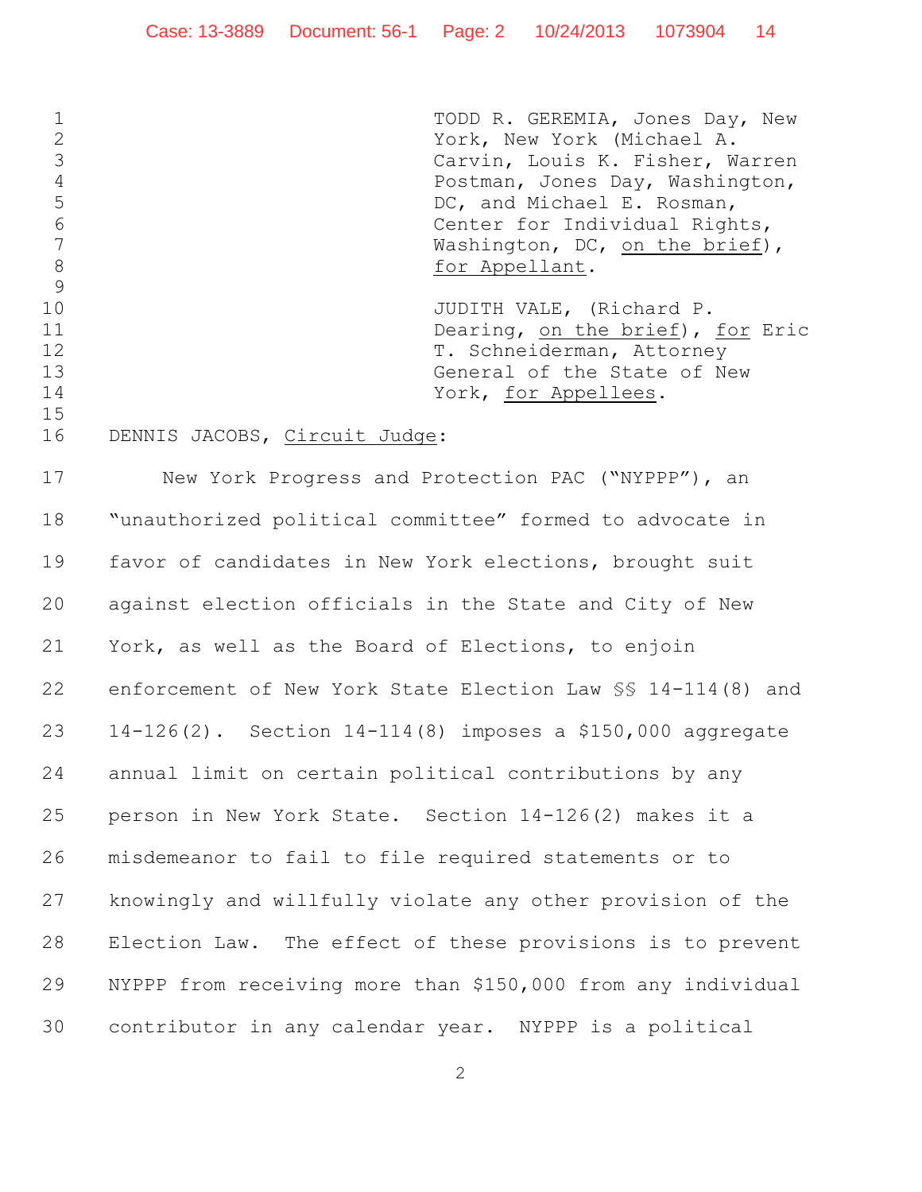TODD R. GEREMIA, Jones Day, New York, New York (Michael A. Carvin, Louis K. Fisher, Warren Postman, Jones Day, Washington, DC, and Michael E. Rosman, Center for Individual Rights, Washington, DC, _on the brief_), _for Appellant_.

JUDITH VALE, (Richard P. Dearing, _on the brief_), _for_ Eric T. Schneiderman, Attorney General of the State of New York, _for Appellees_.

DENNIS JACOBS, _Circuit Judge_:

New York Progress and Protection PAC ("NYPPP"), an "unauthorized political committee" formed to advocate in favor of candidates in New York elections, brought suit against election officials in the State and City of New York, as well as the Board of Elections, to enjoin enforcement of New York State Election Law §§ 14-114(8) and 14-126(2). Section 14-114(8) imposes a $150,000 aggregate annual limit on certain political contributions by any person in New York State. Section 14-126(2) makes it a misdemeanor to fail to file required statements or to knowingly and willfully violate any other provision of the Election Law. The effect of these provisions is to prevent NYPPP from receiving more than $150,000 from any individual contributor in any calendar year. NYPPP is a political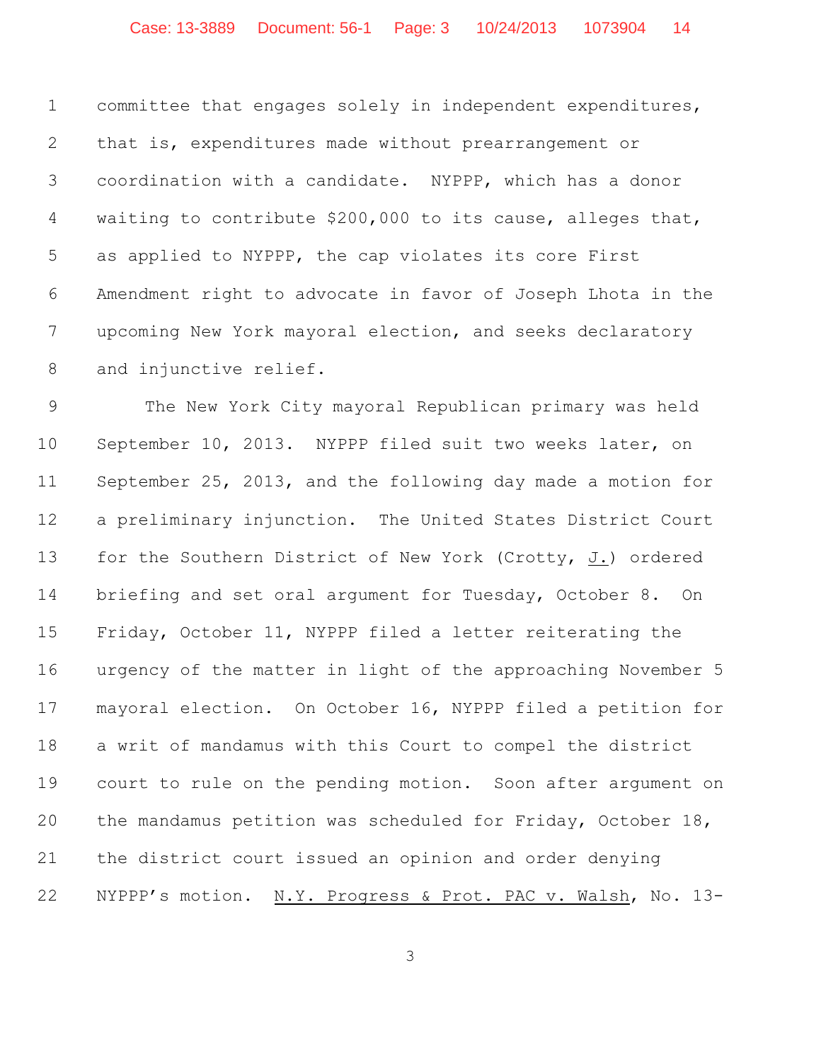committee that engages solely in independent expenditures, that is, expenditures made without prearrangement or coordination with a candidate. NYPPP, which has a donor waiting to contribute $200,000 to its cause, alleges that, as applied to NYPPP, the cap violates its core First Amendment right to advocate in favor of Joseph Lhota in the upcoming New York mayoral election, and seeks declaratory and injunctive relief.

The New York City mayoral Republican primary was held September 10, 2013. NYPPP filed suit two weeks later, on September 25, 2013, and the following day made a motion for a preliminary injunction. The United States District Court for the Southern District of New York (Crotty, J.) ordered briefing and set oral argument for Tuesday, October 8. On Friday, October 11, NYPPP filed a letter reiterating the urgency of the matter in light of the approaching November 5 mayoral election. On October 16, NYPPP filed a petition for a writ of mandamus with this Court to compel the district court to rule on the pending motion. Soon after argument on the mandamus petition was scheduled for Friday, October 18, the district court issued an opinion and order denying NYPPP's motion. N.Y. Progress & Prot. PAC v. Walsh, No. 13-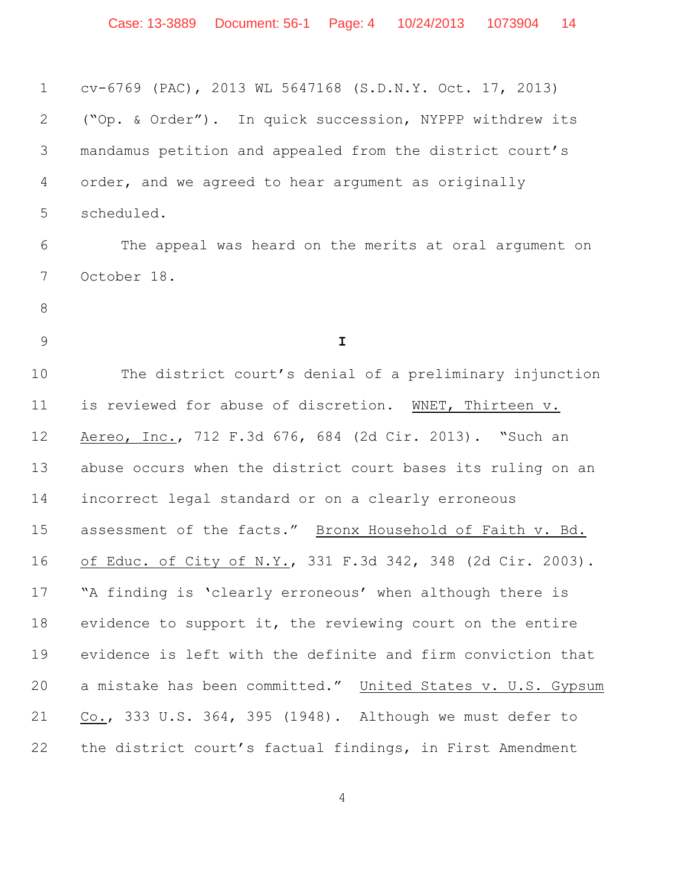cv-6769 (PAC), 2013 WL 5647168 (S.D.N.Y. Oct. 17, 2013) ("Op. & Order"). In quick succession, NYPPP withdrew its mandamus petition and appealed from the district court's order, and we agreed to hear argument as originally scheduled.

The appeal was heard on the merits at oral argument on October 18.

# I

The district court's denial of a preliminary injunction is reviewed for abuse of discretion. WNET, Thirteen v. Aereo, Inc., 712 F.3d 676, 684 (2d Cir. 2013). "Such an abuse occurs when the district court bases its ruling on an incorrect legal standard or on a clearly erroneous assessment of the facts." Bronx Household of Faith v. Bd. of Educ. of City of N.Y., 331 F.3d 342, 348 (2d Cir. 2003). "A finding is 'clearly erroneous' when although there is evidence to support it, the reviewing court on the entire evidence is left with the definite and firm conviction that a mistake has been committed." United States v. U.S. Gypsum Co., 333 U.S. 364, 395 (1948). Although we must defer to the district court's factual findings, in First Amendment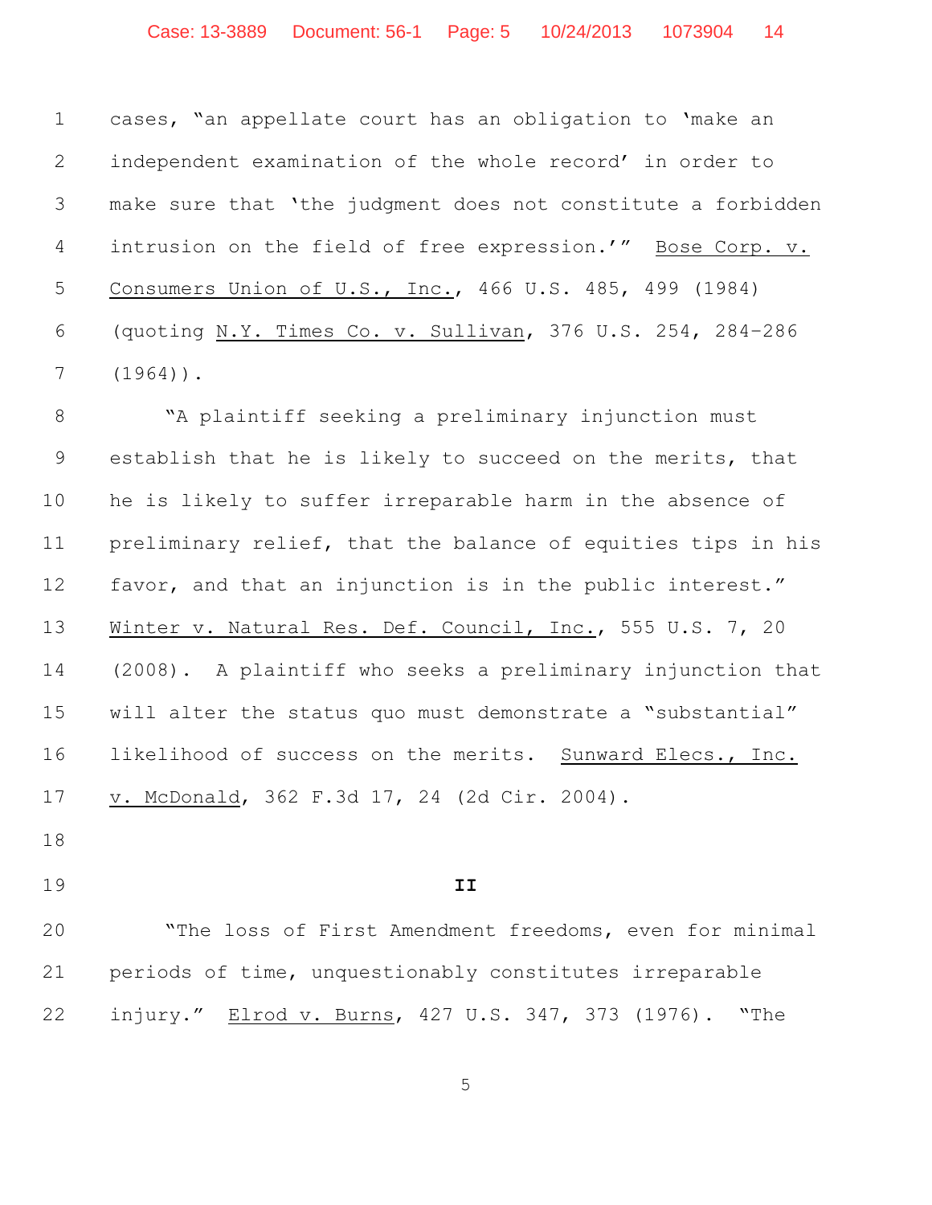cases, "an appellate court has an obligation to 'make an independent examination of the whole record' in order to make sure that 'the judgment does not constitute a forbidden intrusion on the field of free expression.'" Bose Corp. v. Consumers Union of U.S., Inc., 466 U.S. 485, 499 (1984) (quoting N.Y. Times Co. v. Sullivan, 376 U.S. 254, 284–286 (1964)).

"A plaintiff seeking a preliminary injunction must establish that he is likely to succeed on the merits, that he is likely to suffer irreparable harm in the absence of preliminary relief, that the balance of equities tips in his favor, and that an injunction is in the public interest." Winter v. Natural Res. Def. Council, Inc., 555 U.S. 7, 20 (2008). A plaintiff who seeks a preliminary injunction that will alter the status quo must demonstrate a "substantial" likelihood of success on the merits. Sunward Elecs., Inc. v. McDonald, 362 F.3d 17, 24 (2d Cir. 2004).

## II

"The loss of First Amendment freedoms, even for minimal periods of time, unquestionably constitutes irreparable injury." Elrod v. Burns, 427 U.S. 347, 373 (1976). "The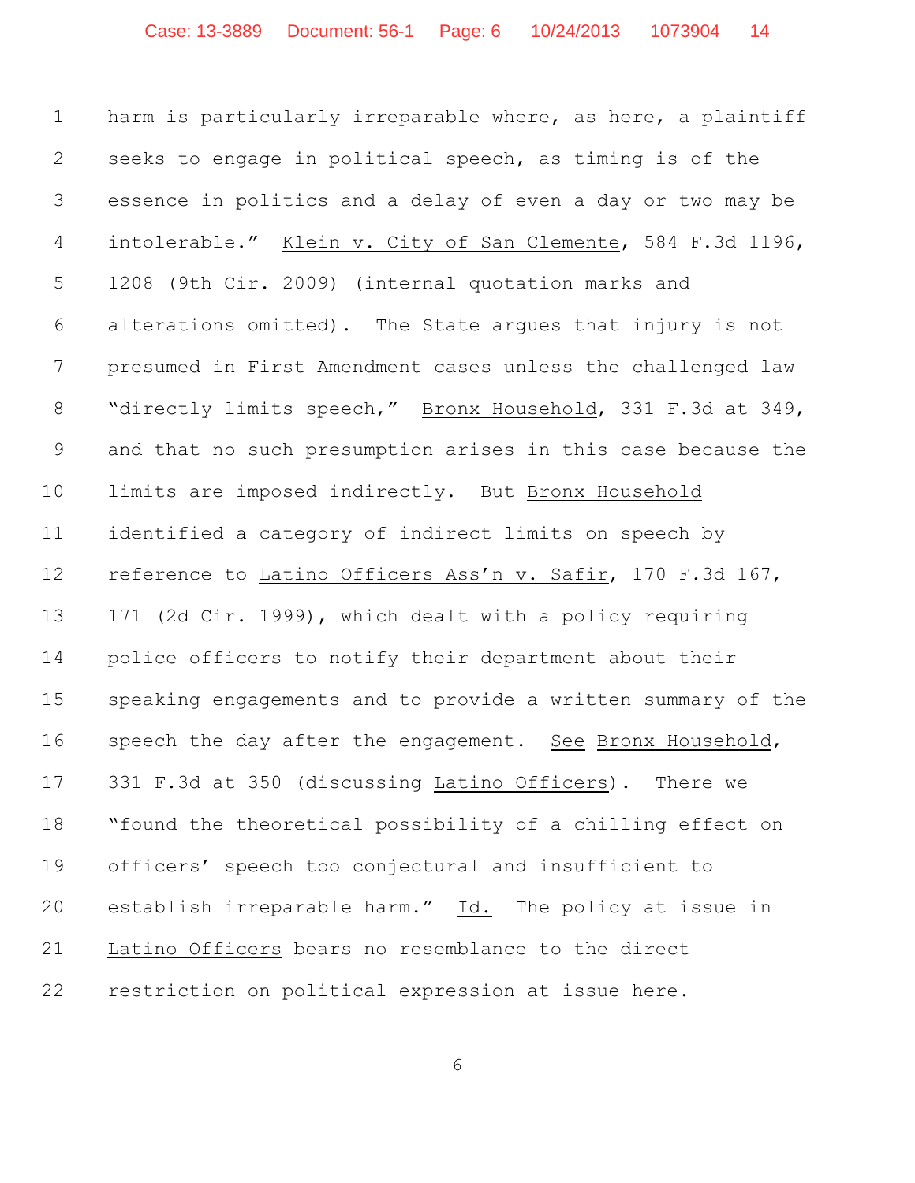harm is particularly irreparable where, as here, a plaintiff seeks to engage in political speech, as timing is of the essence in politics and a delay of even a day or two may be intolerable." Klein v. City of San Clemente, 584 F.3d 1196, 1208 (9th Cir. 2009) (internal quotation marks and alterations omitted). The State argues that injury is not presumed in First Amendment cases unless the challenged law "directly limits speech," Bronx Household, 331 F.3d at 349, and that no such presumption arises in this case because the limits are imposed indirectly. But Bronx Household identified a category of indirect limits on speech by reference to Latino Officers Ass'n v. Safir, 170 F.3d 167, 171 (2d Cir. 1999), which dealt with a policy requiring police officers to notify their department about their speaking engagements and to provide a written summary of the speech the day after the engagement. See Bronx Household, 331 F.3d at 350 (discussing Latino Officers). There we "found the theoretical possibility of a chilling effect on officers' speech too conjectural and insufficient to establish irreparable harm." Id. The policy at issue in Latino Officers bears no resemblance to the direct restriction on political expression at issue here.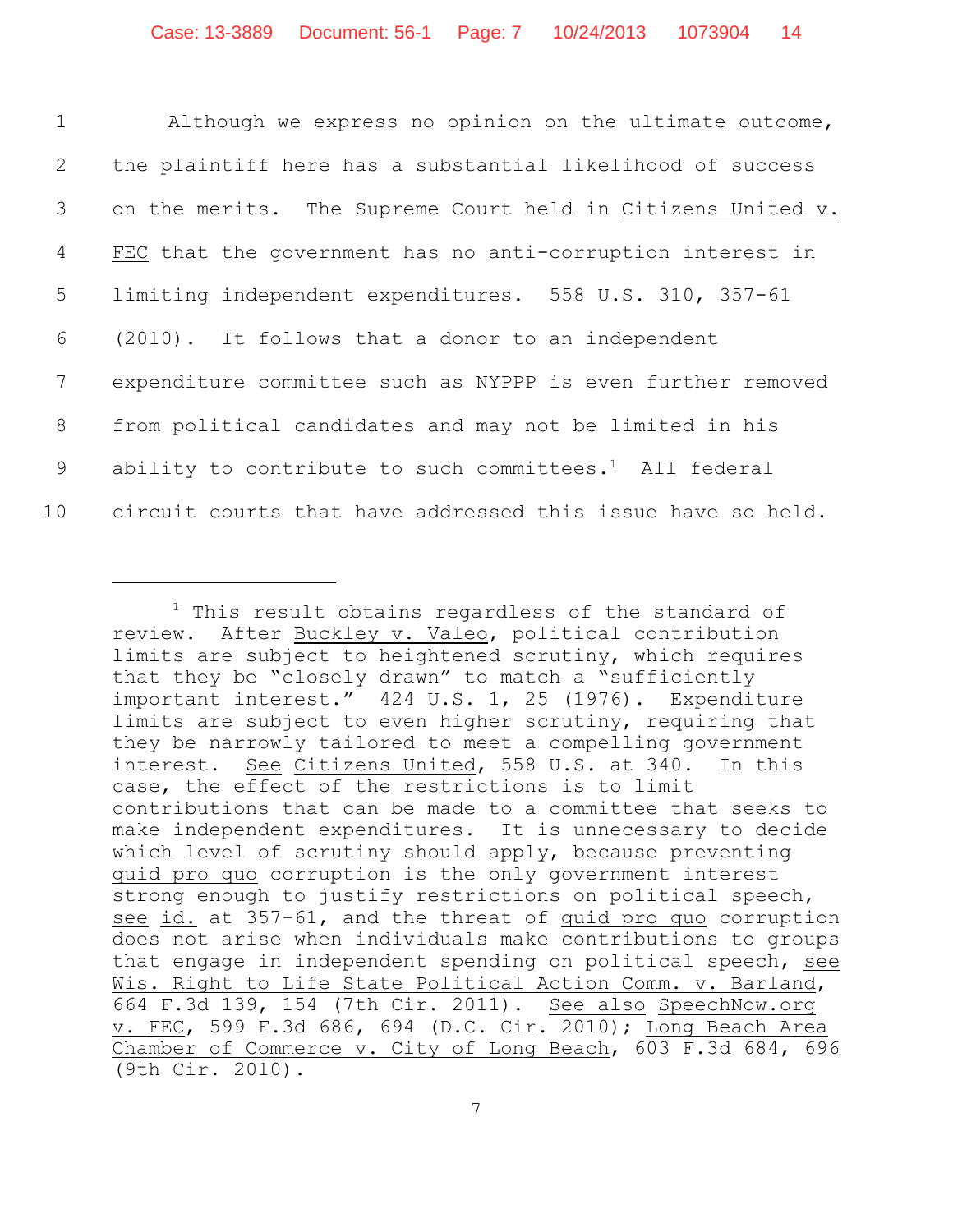Although we express no opinion on the ultimate outcome, the plaintiff here has a substantial likelihood of success on the merits. The Supreme Court held in Citizens United v. FEC that the government has no anti-corruption interest in limiting independent expenditures. 558 U.S. 310, 357-61 (2010). It follows that a donor to an independent expenditure committee such as NYPPP is even further removed from political candidates and may not be limited in his ability to contribute to such committees.[1] All federal circuit courts that have addressed this issue have so held.

---

[1] This result obtains regardless of the standard of review. After Buckley v. Valeo, political contribution limits are subject to heightened scrutiny, which requires that they be "closely drawn" to match a "sufficiently important interest." 424 U.S. 1, 25 (1976). Expenditure limits are subject to even higher scrutiny, requiring that they be narrowly tailored to meet a compelling government interest. See Citizens United, 558 U.S. at 340. In this case, the effect of the restrictions is to limit contributions that can be made to a committee that seeks to make independent expenditures. It is unnecessary to decide which level of scrutiny should apply, because preventing quid pro quo corruption is the only government interest strong enough to justify restrictions on political speech, see id. at 357-61, and the threat of quid pro quo corruption does not arise when individuals make contributions to groups that engage in independent spending on political speech, see Wis. Right to Life State Political Action Comm. v. Barland, 664 F.3d 139, 154 (7th Cir. 2011). See also SpeechNow.org v. FEC, 599 F.3d 686, 694 (D.C. Cir. 2010); Long Beach Area Chamber of Commerce v. City of Long Beach, 603 F.3d 684, 696 (9th Cir. 2010).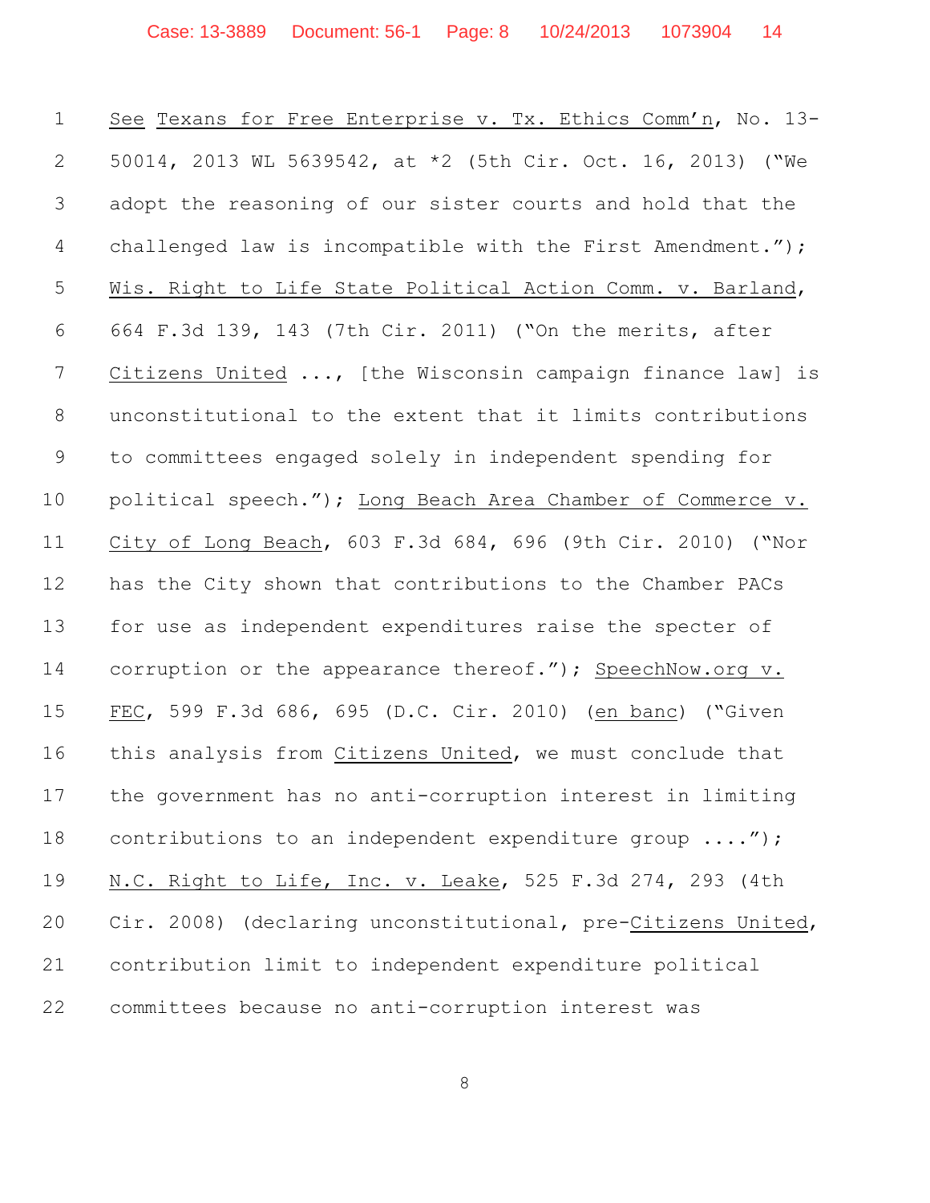See Texans for Free Enterprise v. Tx. Ethics Comm'n, No. 13-50014, 2013 WL 5639542, at *2 (5th Cir. Oct. 16, 2013) ("We adopt the reasoning of our sister courts and hold that the challenged law is incompatible with the First Amendment."); Wis. Right to Life State Political Action Comm. v. Barland, 664 F.3d 139, 143 (7th Cir. 2011) ("On the merits, after Citizens United ..., [the Wisconsin campaign finance law] is unconstitutional to the extent that it limits contributions to committees engaged solely in independent spending for political speech."); Long Beach Area Chamber of Commerce v. City of Long Beach, 603 F.3d 684, 696 (9th Cir. 2010) ("Nor has the City shown that contributions to the Chamber PACs for use as independent expenditures raise the specter of corruption or the appearance thereof."); SpeechNow.org v. FEC, 599 F.3d 686, 695 (D.C. Cir. 2010) (en banc) ("Given this analysis from Citizens United, we must conclude that the government has no anti-corruption interest in limiting contributions to an independent expenditure group ...."); N.C. Right to Life, Inc. v. Leake, 525 F.3d 274, 293 (4th Cir. 2008) (declaring unconstitutional, pre-Citizens United, contribution limit to independent expenditure political committees because no anti-corruption interest was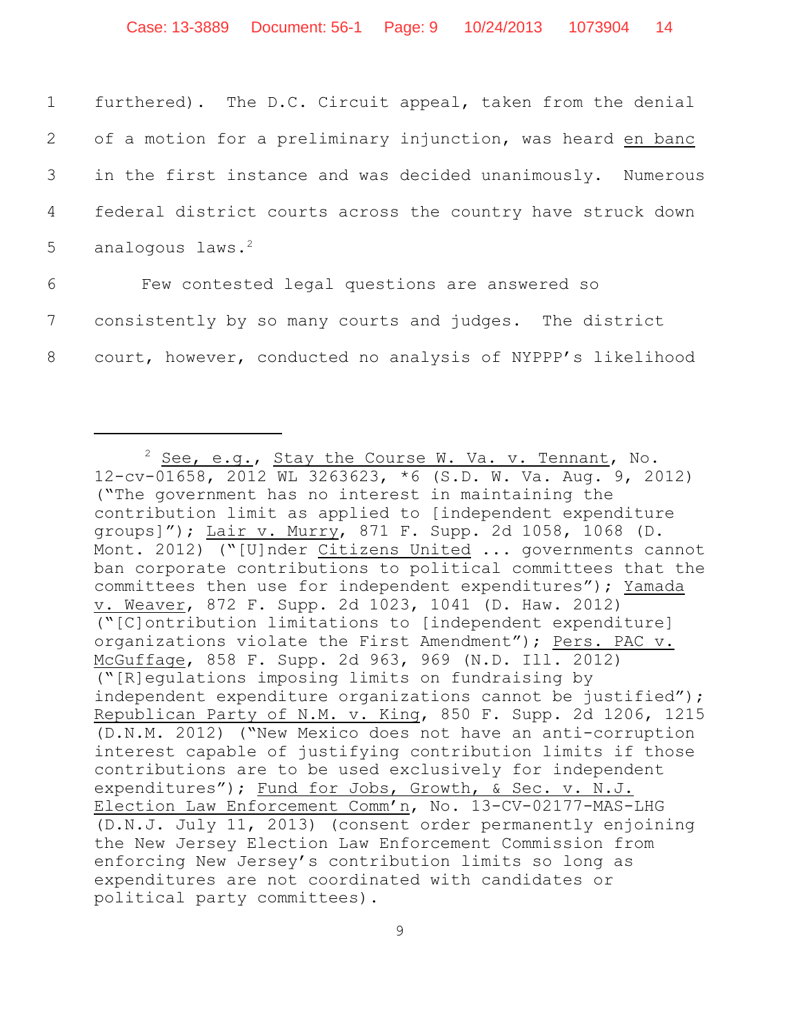furthered). The D.C. Circuit appeal, taken from the denial of a motion for a preliminary injunction, was heard en banc in the first instance and was decided unanimously. Numerous federal district courts across the country have struck down analogous laws.[2]

Few contested legal questions are answered so consistently by so many courts and judges. The district court, however, conducted no analysis of NYPPP's likelihood

---

[2] See, e.g., Stay the Course W. Va. v. Tennant, No. 12-cv-01658, 2012 WL 3263623, *6 (S.D. W. Va. Aug. 9, 2012) ("The government has no interest in maintaining the contribution limit as applied to [independent expenditure groups]"); Lair v. Murry, 871 F. Supp. 2d 1058, 1068 (D. Mont. 2012) ("[U]nder Citizens United ... governments cannot ban corporate contributions to political committees that the committees then use for independent expenditures"); Yamada v. Weaver, 872 F. Supp. 2d 1023, 1041 (D. Haw. 2012) ("[C]ontribution limitations to [independent expenditure] organizations violate the First Amendment"); Pers. PAC v. McGuffage, 858 F. Supp. 2d 963, 969 (N.D. Ill. 2012) ("[R]egulations imposing limits on fundraising by independent expenditure organizations cannot be justified"); Republican Party of N.M. v. King, 850 F. Supp. 2d 1206, 1215 (D.N.M. 2012) ("New Mexico does not have an anti-corruption interest capable of justifying contribution limits if those contributions are to be used exclusively for independent expenditures"); Fund for Jobs, Growth, & Sec. v. N.J. Election Law Enforcement Comm'n, No. 13-CV-02177-MAS-LHG (D.N.J. July 11, 2013) (consent order permanently enjoining the New Jersey Election Law Enforcement Commission from enforcing New Jersey's contribution limits so long as expenditures are not coordinated with candidates or political party committees).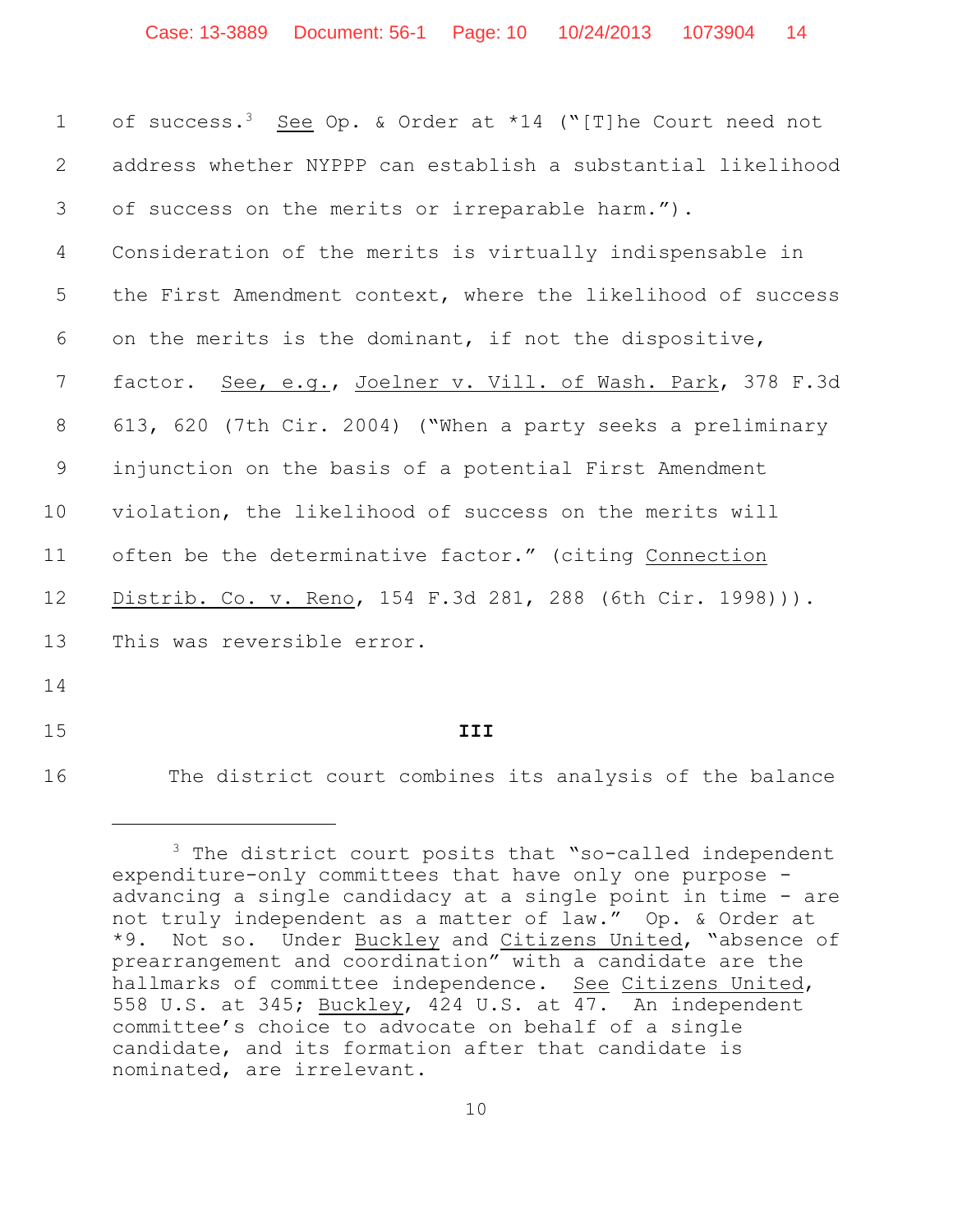of success.[3] See Op. & Order at *14 ("[T]he Court need not address whether NYPPP can establish a substantial likelihood of success on the merits or irreparable harm."). Consideration of the merits is virtually indispensable in the First Amendment context, where the likelihood of success on the merits is the dominant, if not the dispositive, factor. See, e.g., Joelner v. Vill. of Wash. Park, 378 F.3d 613, 620 (7th Cir. 2004) ("When a party seeks a preliminary injunction on the basis of a potential First Amendment violation, the likelihood of success on the merits will often be the determinative factor." (citing Connection Distrib. Co. v. Reno, 154 F.3d 281, 288 (6th Cir. 1998))). This was reversible error.

## III

The district court combines its analysis of the balance

---

[3] The district court posits that "so-called independent expenditure-only committees that have only one purpose - advancing a single candidacy at a single point in time - are not truly independent as a matter of law." Op. & Order at *9. Not so. Under Buckley and Citizens United, "absence of prearrangement and coordination" with a candidate are the hallmarks of committee independence. See Citizens United, 558 U.S. at 345; Buckley, 424 U.S. at 47. An independent committee's choice to advocate on behalf of a single candidate, and its formation after that candidate is nominated, are irrelevant.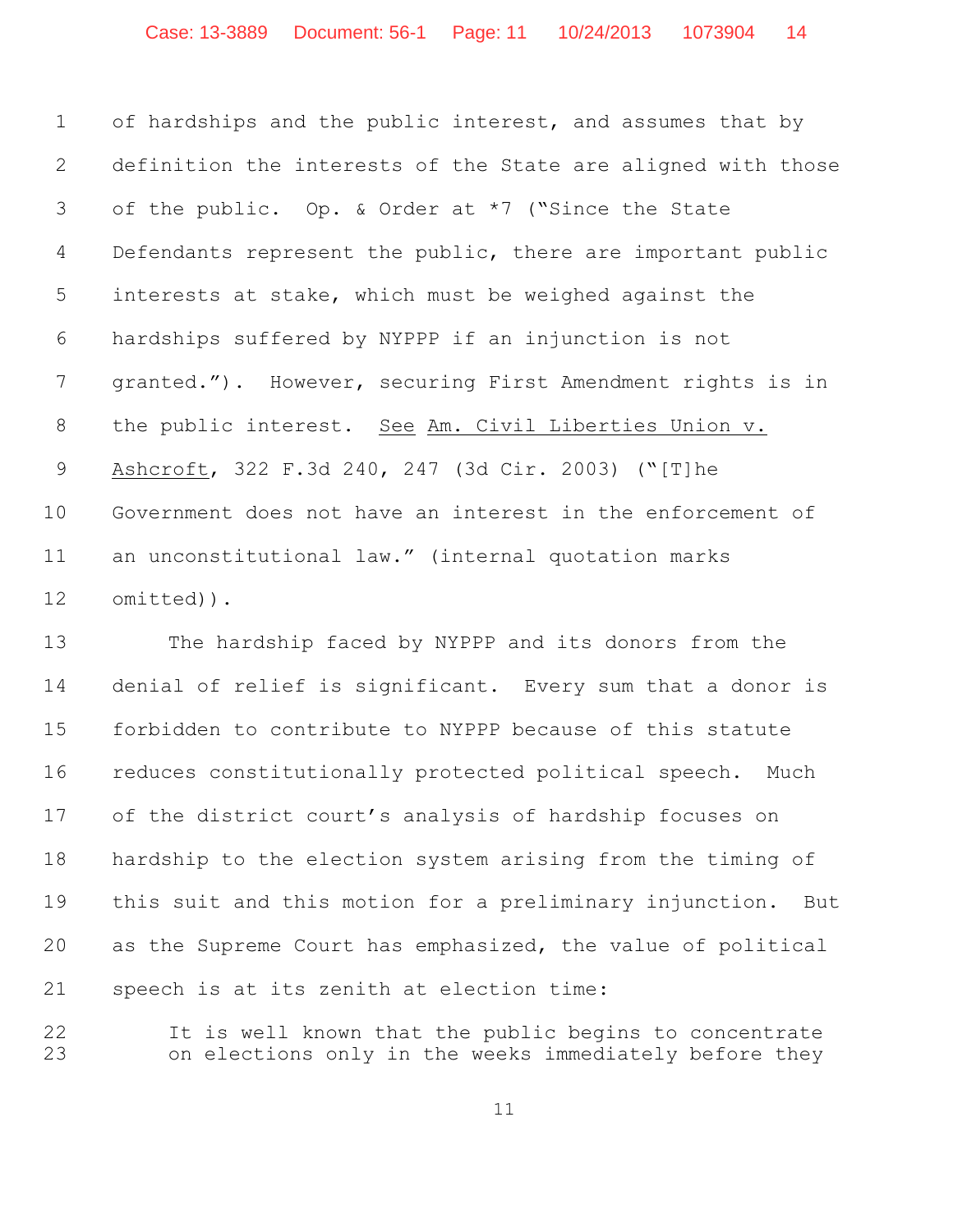of hardships and the public interest, and assumes that by definition the interests of the State are aligned with those of the public. Op. & Order at *7 ("Since the State Defendants represent the public, there are important public interests at stake, which must be weighed against the hardships suffered by NYPPP if an injunction is not granted."). However, securing First Amendment rights is in the public interest. See Am. Civil Liberties Union v. Ashcroft, 322 F.3d 240, 247 (3d Cir. 2003) ("[T]he Government does not have an interest in the enforcement of an unconstitutional law." (internal quotation marks omitted)).

The hardship faced by NYPPP and its donors from the denial of relief is significant. Every sum that a donor is forbidden to contribute to NYPPP because of this statute reduces constitutionally protected political speech. Much of the district court's analysis of hardship focuses on hardship to the election system arising from the timing of this suit and this motion for a preliminary injunction. But as the Supreme Court has emphasized, the value of political speech is at its zenith at election time:

> It is well known that the public begins to concentrate on elections only in the weeks immediately before they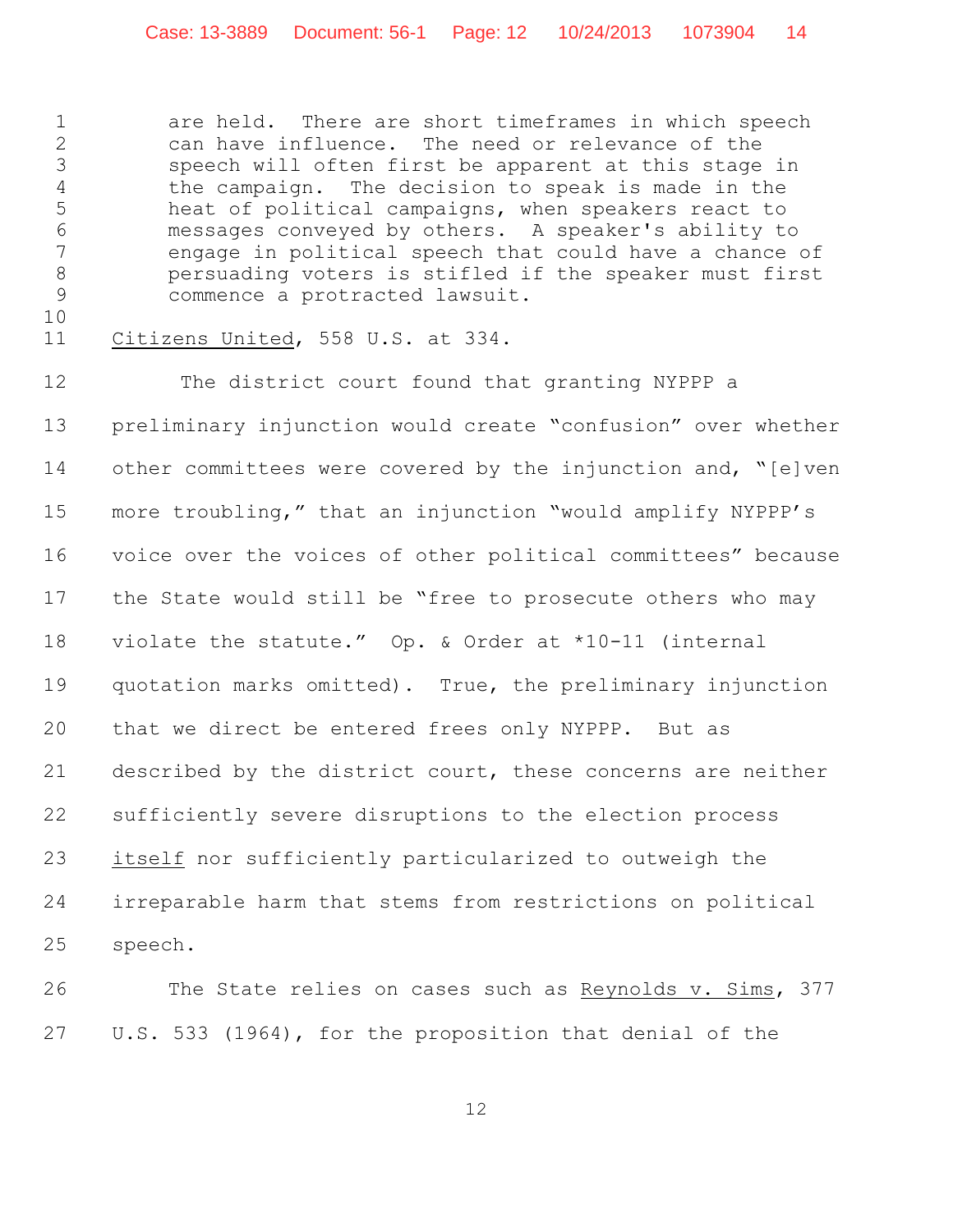> are held. There are short timeframes in which speech can have influence. The need or relevance of the speech will often first be apparent at this stage in the campaign. The decision to speak is made in the heat of political campaigns, when speakers react to messages conveyed by others. A speaker's ability to engage in political speech that could have a chance of persuading voters is stifled if the speaker must first commence a protracted lawsuit.

Citizens United, 558 U.S. at 334.

The district court found that granting NYPPP a preliminary injunction would create "confusion" over whether other committees were covered by the injunction and, "[e]ven more troubling," that an injunction "would amplify NYPPP's voice over the voices of other political committees" because the State would still be "free to prosecute others who may violate the statute." Op. & Order at *10-11 (internal quotation marks omitted). True, the preliminary injunction that we direct be entered frees only NYPPP. But as described by the district court, these concerns are neither sufficiently severe disruptions to the election process itself nor sufficiently particularized to outweigh the irreparable harm that stems from restrictions on political speech.

The State relies on cases such as Reynolds v. Sims, 377 U.S. 533 (1964), for the proposition that denial of the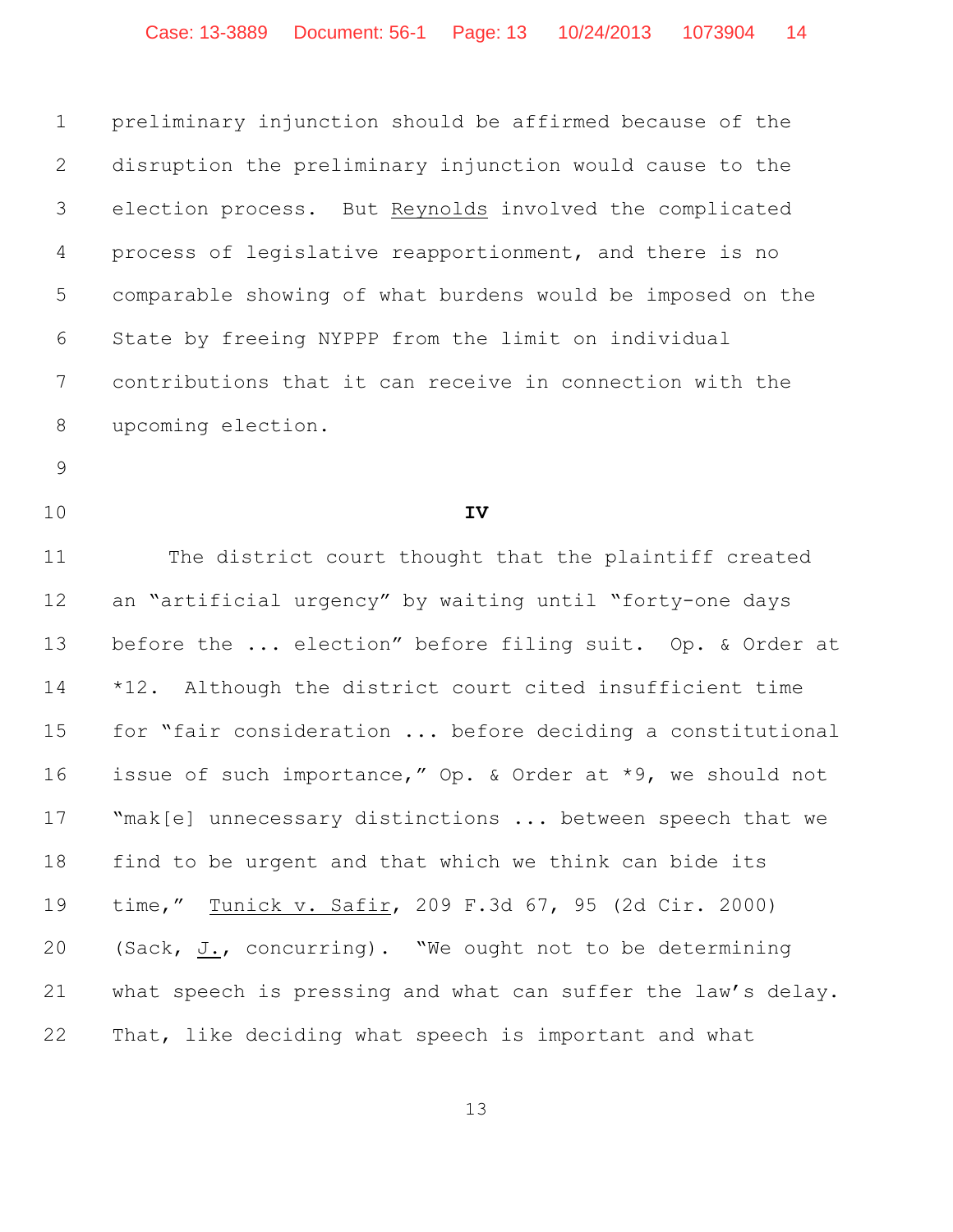preliminary injunction should be affirmed because of the disruption the preliminary injunction would cause to the election process. But Reynolds involved the complicated process of legislative reapportionment, and there is no comparable showing of what burdens would be imposed on the State by freeing NYPPP from the limit on individual contributions that it can receive in connection with the upcoming election.

## IV

The district court thought that the plaintiff created an "artificial urgency" by waiting until "forty-one days before the ... election" before filing suit. Op. & Order at *12. Although the district court cited insufficient time for "fair consideration ... before deciding a constitutional issue of such importance," Op. & Order at *9, we should not "mak[e] unnecessary distinctions ... between speech that we find to be urgent and that which we think can bide its time," Tunick v. Safir, 209 F.3d 67, 95 (2d Cir. 2000) (Sack, J., concurring). "We ought not to be determining what speech is pressing and what can suffer the law's delay. That, like deciding what speech is important and what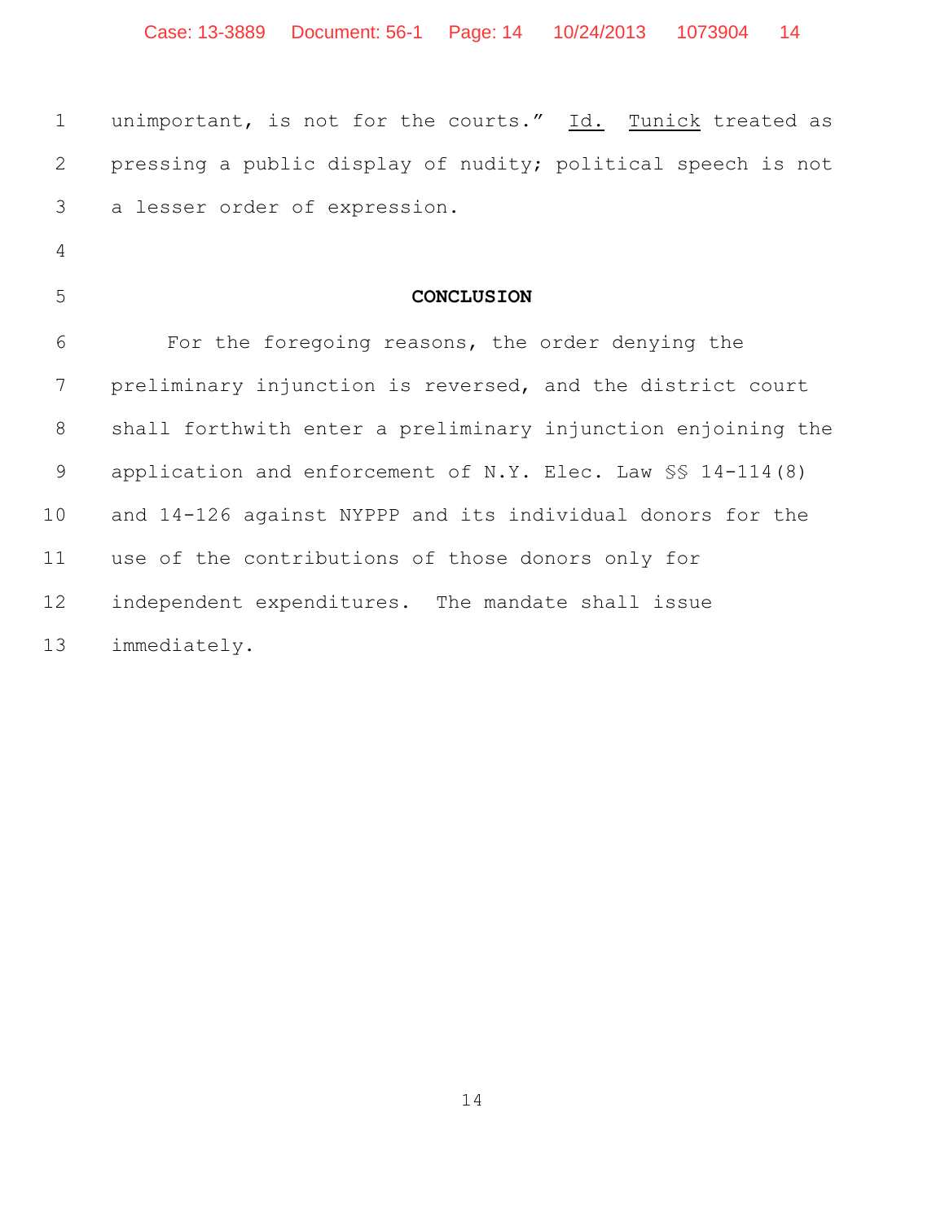unimportant, is not for the courts." Id. Tunick treated as pressing a public display of nudity; political speech is not a lesser order of expression.

## CONCLUSION

For the foregoing reasons, the order denying the preliminary injunction is reversed, and the district court shall forthwith enter a preliminary injunction enjoining the application and enforcement of N.Y. Elec. Law §§ 14-114(8) and 14-126 against NYPPP and its individual donors for the use of the contributions of those donors only for independent expenditures. The mandate shall issue immediately.